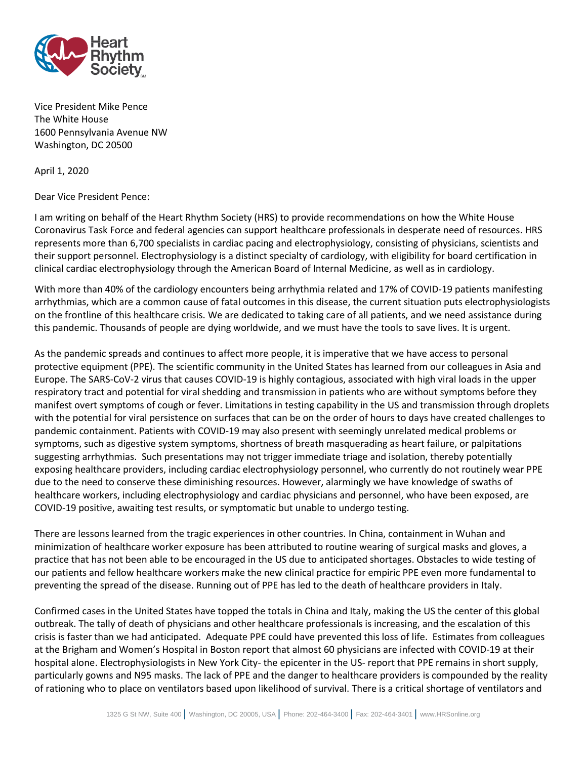Vice President Mike Pence
The White House
1600 Pennsylvania Avenue NW
Washington, DC 20500

April 1, 2020

Dear Vice President Pence:

I am writing on behalf of the Heart Rhythm Society (HRS) to provide recommendations on how the White House Coronavirus Task Force and federal agencies can support healthcare professionals in desperate need of resources. HRS represents more than 6,700 specialists in cardiac pacing and electrophysiology, consisting of physicians, scientists and their support personnel. Electrophysiology is a distinct specialty of cardiology, with eligibility for board certification in clinical cardiac electrophysiology through the American Board of Internal Medicine, as well as in cardiology.

With more than 40% of the cardiology encounters being arrhythmia related and 17% of COVID-19 patients manifesting arrhythmias, which are a common cause of fatal outcomes in this disease, the current situation puts electrophysiologists on the frontline of this healthcare crisis. We are dedicated to taking care of all patients, and we need assistance during this pandemic. Thousands of people are dying worldwide, and we must have the tools to save lives. It is urgent.

As the pandemic spreads and continues to affect more people, it is imperative that we have access to personal protective equipment (PPE). The scientific community in the United States has learned from our colleagues in Asia and Europe. The SARS-CoV-2 virus that causes COVID-19 is highly contagious, associated with high viral loads in the upper respiratory tract and potential for viral shedding and transmission in patients who are without symptoms before they manifest overt symptoms of cough or fever. Limitations in testing capability in the US and transmission through droplets with the potential for viral persistence on surfaces that can be on the order of hours to days have created challenges to pandemic containment. Patients with COVID-19 may also present with seemingly unrelated medical problems or symptoms, such as digestive system symptoms, shortness of breath masquerading as heart failure, or palpitations suggesting arrhythmias. Such presentations may not trigger immediate triage and isolation, thereby potentially exposing healthcare providers, including cardiac electrophysiology personnel, who currently do not routinely wear PPE due to the need to conserve these diminishing resources. However, alarmingly we have knowledge of swaths of healthcare workers, including electrophysiology and cardiac physicians and personnel, who have been exposed, are COVID-19 positive, awaiting test results, or symptomatic but unable to undergo testing.

There are lessons learned from the tragic experiences in other countries. In China, containment in Wuhan and minimization of healthcare worker exposure has been attributed to routine wearing of surgical masks and gloves, a practice that has not been able to be encouraged in the US due to anticipated shortages. Obstacles to wide testing of our patients and fellow healthcare workers make the new clinical practice for empiric PPE even more fundamental to preventing the spread of the disease. Running out of PPE has led to the death of healthcare providers in Italy.

Confirmed cases in the United States have topped the totals in China and Italy, making the US the center of this global outbreak. The tally of death of physicians and other healthcare professionals is increasing, and the escalation of this crisis is faster than we had anticipated. Adequate PPE could have prevented this loss of life. Estimates from colleagues at the Brigham and Women's Hospital in Boston report that almost 60 physicians are infected with COVID-19 at their hospital alone. Electrophysiologists in New York City- the epicenter in the US- report that PPE remains in short supply, particularly gowns and N95 masks. The lack of PPE and the danger to healthcare providers is compounded by the reality of rationing who to place on ventilators based upon likelihood of survival. There is a critical shortage of ventilators and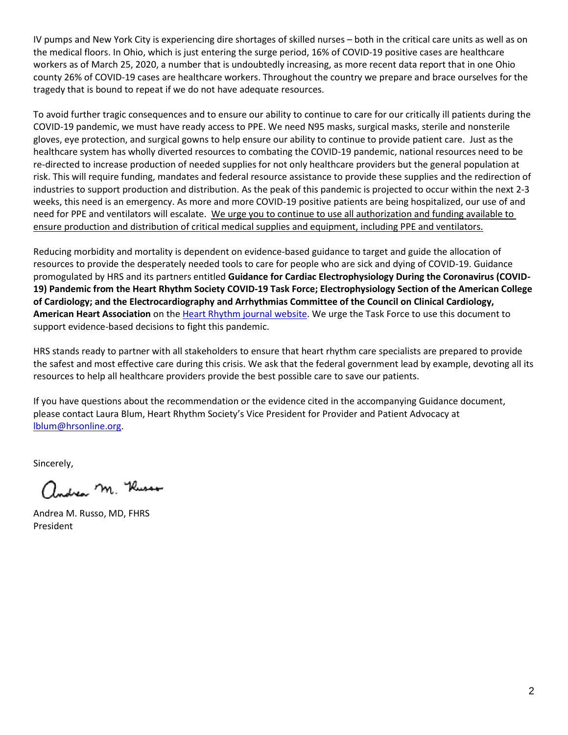IV pumps and New York City is experiencing dire shortages of skilled nurses – both in the critical care units as well as on the medical floors. In Ohio, which is just entering the surge period, 16% of COVID-19 positive cases are healthcare workers as of March 25, 2020, a number that is undoubtedly increasing, as more recent data report that in one Ohio county 26% of COVID-19 cases are healthcare workers. Throughout the country we prepare and brace ourselves for the tragedy that is bound to repeat if we do not have adequate resources.

To avoid further tragic consequences and to ensure our ability to continue to care for our critically ill patients during the COVID-19 pandemic, we must have ready access to PPE. We need N95 masks, surgical masks, sterile and nonsterile gloves, eye protection, and surgical gowns to help ensure our ability to continue to provide patient care. Just as the healthcare system has wholly diverted resources to combating the COVID-19 pandemic, national resources need to be re-directed to increase production of needed supplies for not only healthcare providers but the general population at risk. This will require funding, mandates and federal resource assistance to provide these supplies and the redirection of industries to support production and distribution. As the peak of this pandemic is projected to occur within the next 2-3 weeks, this need is an emergency. As more and more COVID-19 positive patients are being hospitalized, our use of and need for PPE and ventilators will escalate. <u>We urge you to continue to use all authorization and funding available to ensure production and distribution of critical medical supplies and equipment, including PPE and ventilators.</u>

Reducing morbidity and mortality is dependent on evidence-based guidance to target and guide the allocation of resources to provide the desperately needed tools to care for people who are sick and dying of COVID-19. Guidance promogulated by HRS and its partners entitled **Guidance for Cardiac Electrophysiology During the Coronavirus (COVID-19) Pandemic from the Heart Rhythm Society COVID-19 Task Force; Electrophysiology Section of the American College of Cardiology; and the Electrocardiography and Arrhythmias Committee of the Council on Clinical Cardiology, American Heart Association** on the Heart Rhythm journal website. We urge the Task Force to use this document to support evidence-based decisions to fight this pandemic.

HRS stands ready to partner with all stakeholders to ensure that heart rhythm care specialists are prepared to provide the safest and most effective care during this crisis. We ask that the federal government lead by example, devoting all its resources to help all healthcare providers provide the best possible care to save our patients.

If you have questions about the recommendation or the evidence cited in the accompanying Guidance document, please contact Laura Blum, Heart Rhythm Society's Vice President for Provider and Patient Advocacy at lblum@hrsonline.org.

Sincerely,

Andrea M. Russo, MD, FHRS
President